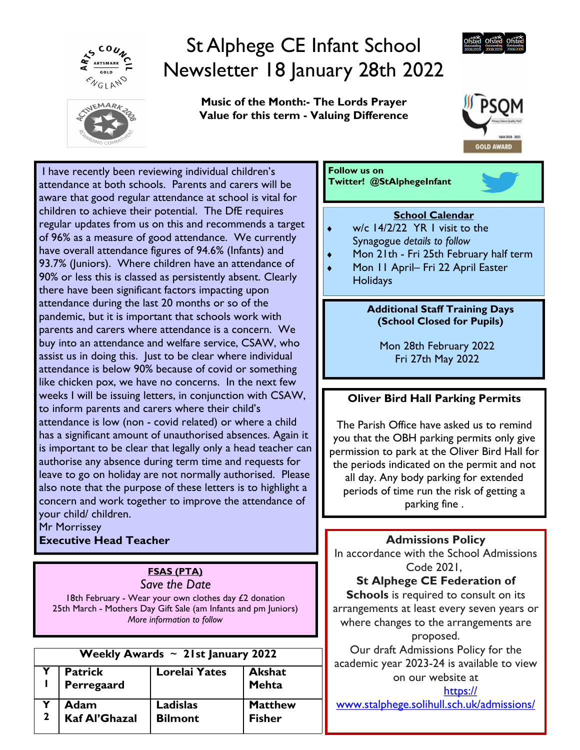# St Alphege CE Infant School Newsletter 18 January 28th 2022

**Music of the Month:- The Lords Prayer**
**Value for this term - Valuing Difference**

I have recently been reviewing individual children's attendance at both schools. Parents and carers will be aware that good regular attendance at school is vital for children to achieve their potential. The DfE requires regular updates from us on this and recommends a target of 96% as a measure of good attendance. We currently have overall attendance figures of 94.6% (Infants) and 93.7% (Juniors). Where children have an attendance of 90% or less this is classed as persistently absent. Clearly there have been significant factors impacting upon attendance during the last 20 months or so of the pandemic, but it is important that schools work with parents and carers where attendance is a concern. We buy into an attendance and welfare service, CSAW, who assist us in doing this. Just to be clear where individual attendance is below 90% because of covid or something like chicken pox, we have no concerns. In the next few weeks I will be issuing letters, in conjunction with CSAW, to inform parents and carers where their child's attendance is low (non - covid related) or where a child has a significant amount of unauthorised absences. Again it is important to be clear that legally only a head teacher can authorise any absence during term time and requests for leave to go on holiday are not normally authorised. Please also note that the purpose of these letters is to highlight a concern and work together to improve the attendance of your child/ children.

Mr Morrissey
**Executive Head Teacher**

## FSAS (PTA)

*Save the Date*

18th February - Wear your own clothes day £2 donation
25th March - Mothers Day Gift Sale (am Infants and pm Juniors)
*More information to follow*

| Weekly Awards ~ 21st January 2022 | | | |
|---|---|---|---|
| Y 1 | Patrick Perregaard | Lorelai Yates | Akshat Mehta |
| Y 2 | Adam Kaf Al'Ghazal | Ladislas Bilmont | Matthew Fisher |

**Follow us on Twitter! @StAlphegeInfant**

## School Calendar

- w/c 14/2/22 YR 1 visit to the Synagogue *details to follow*
- Mon 21th - Fri 25th February half term
- Mon 11 April– Fri 22 April Easter Holidays

## Additional Staff Training Days (School Closed for Pupils)

Mon 28th February 2022
Fri 27th May 2022

## Oliver Bird Hall Parking Permits

The Parish Office have asked us to remind you that the OBH parking permits only give permission to park at the Oliver Bird Hall for the periods indicated on the permit and not all day. Any body parking for extended periods of time run the risk of getting a parking fine .

## Admissions Policy

In accordance with the School Admissions Code 2021, **St Alphege CE Federation of Schools** is required to consult on its arrangements at least every seven years or where changes to the arrangements are proposed.

Our draft Admissions Policy for the academic year 2023-24 is available to view on our website at https://www.stalphege.solihull.sch.uk/admissions/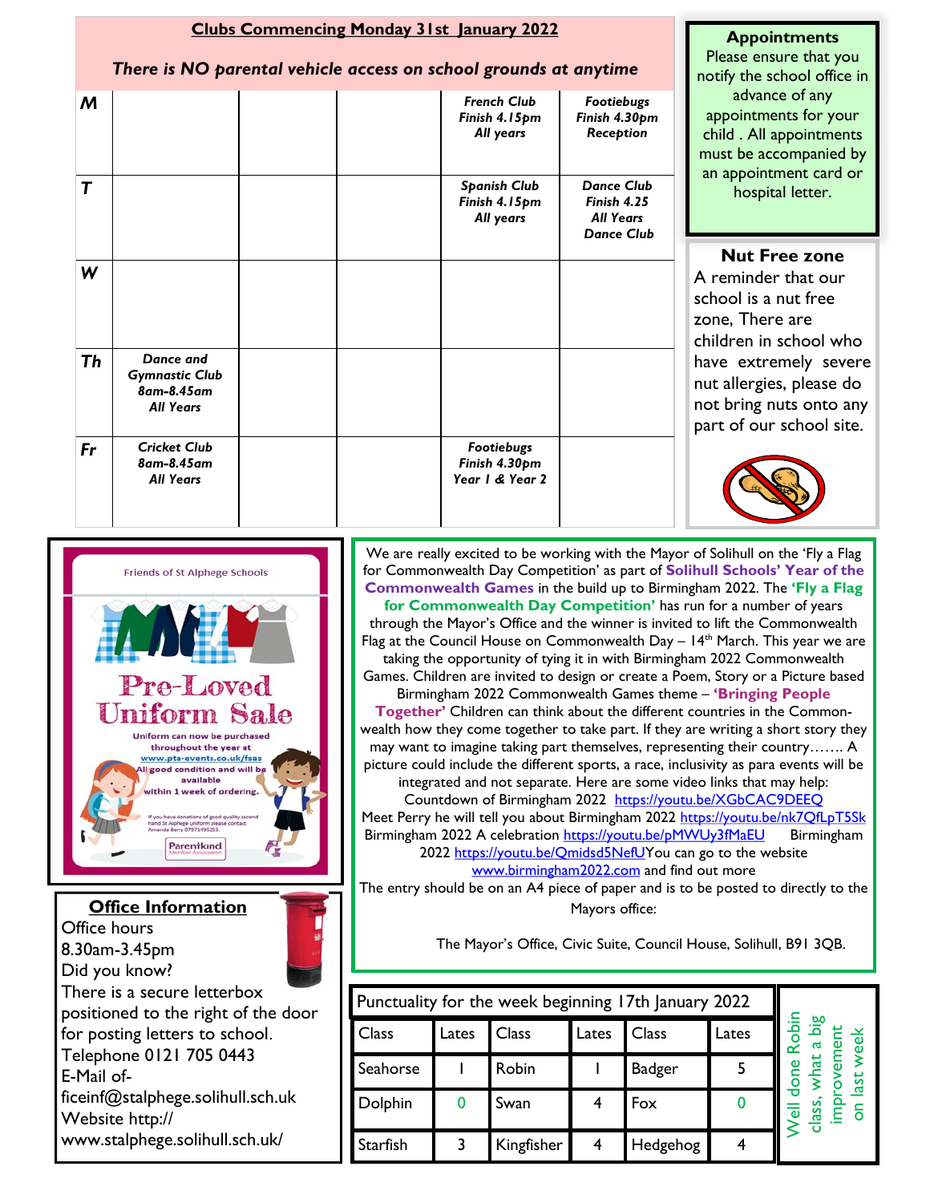## Clubs Commencing Monday 31st January 2022

***There is NO parental vehicle access on school grounds at anytime***

| | | | | | |
|---|---|---|---|---|---|
| **M** | | | | *French Club Finish 4.15pm All years* | *Footiebugs Finish 4.30pm Reception* |
| **T** | | | | *Spanish Club Finish 4.15pm All years* | *Dance Club Finish 4.25 All Years Dance Club* |
| **W** | | | | | |
| **Th** | *Dance and Gymnastic Club 8am-8.45am All Years* | | | | |
| **Fr** | *Cricket Club 8am-8.45am All Years* | | | *Footiebugs Finish 4.30pm Year 1 & Year 2* | |

**Appointments**

Please ensure that you notify the school office in advance of any appointments for your child . All appointments must be accompanied by an appointment card or hospital letter.

**Nut Free zone**

A reminder that our school is a nut free zone, There are children in school who have extremely severe nut allergies, please do not bring nuts onto any part of our school site.

Friends of St Alphege Schools

**Pre-Loved Uniform Sale**

Uniform can now be purchased throughout the year at www.pta-events.co.uk/fsas

All good condition and will be available within 1 week of ordering.

If you have donations of good quality second hand St Alphege uniform please contact Amanda Berry 07971495253.

Parentkind

**Office Information**

Office hours

8.30am-3.45pm

Did you know?

There is a secure letterbox positioned to the right of the door for posting letters to school.

Telephone 0121 705 0443

E-Mail of-ficeinf@stalphege.solihull.sch.uk

Website http://www.stalphege.solihull.sch.uk/

We are really excited to be working with the Mayor of Solihull on the 'Fly a Flag for Commonwealth Day Competition' as part of **Solihull Schools' Year of the Commonwealth Games** in the build up to Birmingham 2022. The **'Fly a Flag for Commonwealth Day Competition'** has run for a number of years through the Mayor's Office and the winner is invited to lift the Commonwealth Flag at the Council House on Commonwealth Day – 14th March. This year we are taking the opportunity of tying it in with Birmingham 2022 Commonwealth Games. Children are invited to design or create a Poem, Story or a Picture based Birmingham 2022 Commonwealth Games theme – **'Bringing People Together'** Children can think about the different countries in the Common-wealth how they come together to take part. If they are writing a short story they may want to imagine taking part themselves, representing their country……. A picture could include the different sports, a race, inclusivity as para events will be integrated and not separate. Here are some video links that may help:

Countdown of Birmingham 2022 https://youtu.be/XGbCAC9DEEQ

Meet Perry he will tell you about Birmingham 2022 https://youtu.be/nk7QfLpT5Sk

Birmingham 2022 A celebration https://youtu.be/pMWUy3fMaEU Birmingham 2022 https://youtu.be/Qmidsd5NefU You can go to the website www.birmingham2022.com and find out more

The entry should be on an A4 piece of paper and is to be posted to directly to the Mayors office:

The Mayor's Office, Civic Suite, Council House, Solihull, B91 3QB.

| Punctuality for the week beginning 17th January 2022 | | | | | |
|---|---|---|---|---|---|
| Class | Lates | Class | Lates | Class | Lates |
| Seahorse | 1 | Robin | 1 | Badger | 5 |
| Dolphin | 0 | Swan | 4 | Fox | 0 |
| Starfish | 3 | Kingfisher | 4 | Hedgehog | 4 |

Well done Robin class, what a big improvement on last week